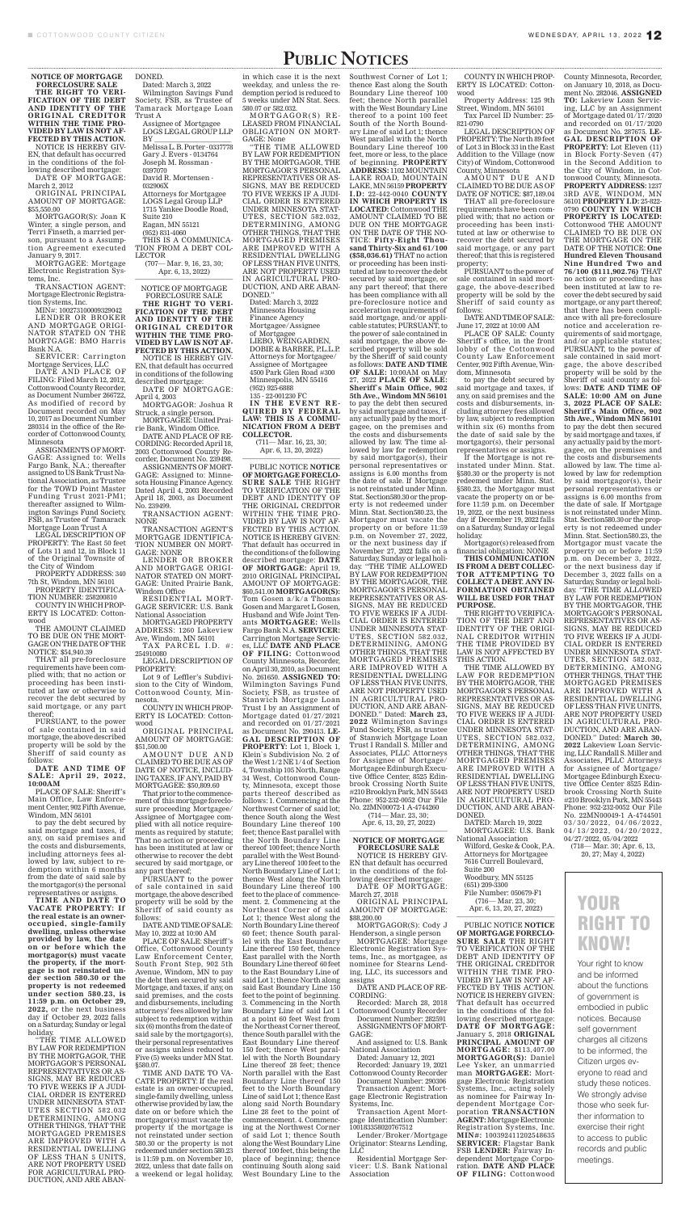# PUBLIC NOTICES

**NOTICE OF MORTGAGE FORECLOSURE SALE**

**THE RIGHT TO VERIFICATION OF THE DEBT AND IDENTITY OF THE ORIGINAL CREDITOR WITHIN THE TIME PROVIDED BY LAW IS NOT AFFECTED BY THIS ACTION.**

NOTICE IS HEREBY GIVEN, that default has occurred in the conditions of the following described mortgage:

DATE OF MORTGAGE: March 2, 2012

ORIGINAL PRINCIPAL AMOUNT OF MORTGAGE: $55,550.00

MORTGAGOR(S): Joan K Winter, a single person, and Terri Finseth, a married person, pursuant to a Assumption Agreement executed January 9, 2017.

MORTGAGEE: Mortgage Electronic Registration Systems, Inc.

TRANSACTION AGENT: Mortgage Electronic Registration Systems, Inc.

MIN#: 100273100009329042

LENDER OR BROKER AND MORTGAGE ORIGINATOR STATED ON THE MORTGAGE: BMO Harris Bank N.A.

SERVICER: Carrington Mortgage Services, LLC

DATE AND PLACE OF FILING: Filed March 12, 2012, Cottonwood County Recorder, as Document Number 266722. As modified of record by Document recorded on May 10, 2017 as Document Number 280314 in the office of the Recorder of Cottonwood County, Minnesota

ASSIGNMENTS OF MORTGAGE: Assigned to: Wells Fargo Bank, N.A.; thereafter assigned to US Bank Trust National Association, as Trustee for the TOWD Point Master Funding Trust 2021-PM1; thereafter assigned to Wilmington Savings Fund Society, FSB, as Trustee of Tamarack Mortgage Loan Trust A

LEGAL DESCRIPTION OF PROPERTY: The East 50 feet of Lots 11 and 12, in Block 11 of the Original Townsite of the City of Windom

PROPERTY ADDRESS: 340 7th St, Windom, MN 56101

PROPERTY IDENTIFICATION NUMBER: 258206810

COUNTY IN WHICH PROPERTY IS LOCATED: Cottonwood

THE AMOUNT CLAIMED TO BE DUE ON THE MORTGAGE ON THE DATE OF THE NOTICE: $54,940.39

THAT all pre-foreclosure requirements have been complied with; that no action or proceeding has been instituted at law or otherwise to recover the debt secured by said mortgage, or any part thereof;

PURSUANT, to the power of sale contained in said mortgage, the above described property will be sold by the Sheriff of said county as follows:

**DATE AND TIME OF SALE: April 29, 2022, 10:00AM**

PLACE OF SALE: Sheriff's Main Office, Law Enforcement Center, 902 Fifth Avenue, Windom, MN 56101

to pay the debt secured by said mortgage and taxes, if any, on said premises and the costs and disbursements, including attorneys fees allowed by law, subject to redemption within 6 months from the date of said sale by the mortgagor(s) the personal representatives or assigns.

**TIME AND DATE TO VACATE PROPERTY: If the real estate is an owner-occupied, single-family dwelling, unless otherwise provided by law, the date on or before which the mortgagor(s) must vacate the property, if the mortgage is not reinstated under section 580.30 or the property is not redeemed under section 580.23, is 11:59 p.m. on October 29, 2022**, or the next business day if October 29, 2022 falls on a Saturday, Sunday or legal holiday.

"THE TIME ALLOWED BY LAW FOR REDEMPTION BY THE MORTGAGOR, THE MORTGAGOR'S PERSONAL REPRESENTATIVES OR ASSIGNS, MAY BE REDUCED TO FIVE WEEKS IF A JUDICIAL ORDER IS ENTERED UNDER MINNESOTA STATUTES SECTION 582.032 DETERMINING, AMONG OTHER THINGS, THAT THE MORTGAGED PREMISES ARE IMPROVED WITH A RESIDENTIAL DWELLING OF LESS THAN 5 UNITS, ARE NOT PROPERTY USED FOR AGRICULTURAL PRODUCTION, AND ARE ABANDONED.

Dated: March 3, 2022

Wilmington Savings Fund Society, FSB, as Trustee of Tamarack Mortgage Loan Trust A

Assignee of Mortgagee

LOGS LEGAL GROUP LLP

BY ______________

Melissa L. B. Porter - 0337778
Gary J. Evers - 0134764
Joseph M. Rossman - 0397070
David R. Mortensen - 032906X

Attorneys for Mortgagee
LOGS Legal Group LLP
1715 Yankee Doodle Road, Suite 210
Eagan, MN 55121
(952) 831-4060

THIS IS A COMMUNICATION FROM A DEBT COLLECTOR

(707— Mar. 9, 16, 23, 30; Apr. 6, 13, 2022)

---

NOTICE OF MORTGAGE FORECLOSURE SALE

**THE RIGHT TO VERIFICATION OF THE DEBT AND IDENTITY OF THE ORIGINAL CREDITOR WITHIN THE TIME PROVIDED BY LAW IS NOT AFFECTED BY THIS ACTION.**

NOTICE IS HEREBY GIVEN, that default has occurred in conditions of the following described mortgage:

DATE OF MORTGAGE: April 4, 2003

MORTGAGOR: Joshua R Struck, a single person.

MORTGAGEE: United Prairie Bank, Windom Office.

DATE AND PLACE OF RECORDING: Recorded April 18, 2003 Cottonwood County Recorder, Document No. 239498.

ASSIGNMENTS OF MORTGAGE: Assigned to: Minnesota Housing Finance Agency. Dated April 4, 2003 Recorded April 18, 2003, as Document No. 239499.

TRANSACTION AGENT: NONE

TRANSACTION AGENT'S MORTGAGE IDENTIFICATION NUMBER ON MORTGAGE: NONE

LENDER OR BROKER AND MORTGAGE ORIGINATOR STATED ON MORTGAGE: United Prairie Bank, Windom Office

RESIDENTIAL MORTGAGE SERVICER: U.S. Bank National Association

MORTGAGED PROPERTY ADDRESS: 1260 Lakeview Ave, Windom, MN 56101

TAX PARCEL I.D. #: 25491000

LEGAL DESCRIPTION OF PROPERTY:

Lot 9 of Leffler's Subdivision to the City of Windom, Cottonwood County, Minnesota.

COUNTY IN WHICH PROPERTY IS LOCATED: Cottonwood

ORIGINAL PRINCIPAL AMOUNT OF MORTGAGE: $51,500.00

AMOUNT DUE AND CLAIMED TO BE DUE AS OF DATE OF NOTICE, INCLUDING TAXES, IF ANY, PAID BY MORTGAGEE: $50,809.60

That prior to the commencement of this mortgage foreclosure proceeding Mortgagee/Assignee of Mortgagee complied with all notice requirements as required by statute; That no action or proceeding has been instituted at law or otherwise to recover the debt secured by said mortgage, or any part thereof;

PURSUANT to the power of sale contained in said mortgage, the above described property will be sold by the Sheriff of said county as follows:

DATE AND TIME OF SALE: May 10, 2022 at 10:00 AM

PLACE OF SALE: Sheriff's Office, Cottonwood County Law Enforcement Center, South Front Step, 902 5th Avenue, Windom, MN to pay the debt then secured by said Mortgage, and taxes, if any, on said premises, and the costs and disbursements, including attorneys' fees allowed by law subject to redemption within six (6) months from the date of said sale by the mortgagor(s), their personal representatives or assigns unless reduced to Five (5) weeks under MN Stat. §580.07.

TIME AND DATE TO VACATE PROPERTY: If the real estate is an owner-occupied, single-family dwelling, unless otherwise provided by law, the date on or before which the mortgagor(s) must vacate the property if the mortgage is not reinstated under section 580.30 or the property is not redeemed under section 580.23 is 11:59 p.m. on November 10, 2022, unless that date falls on a weekend or legal holiday, in which case it is the next weekday, and unless the redemption period is reduced to 5 weeks under MN Stat. Secs. 580.07 or 582.032.

MORTGAGOR(S) RELEASED FROM FINANCIAL OBLIGATION ON MORTGAGE: None

"THE TIME ALLOWED BY LAW FOR REDEMPTION BY THE MORTGAGOR, THE MORTGAGOR'S PERSONAL REPRESENTATIVES OR ASSIGNS, MAY BE REDUCED TO FIVE WEEKS IF A JUDICIAL ORDER IS ENTERED UNDER MINNESOTA STATUTES, SECTION 582.032, DETERMINING, AMONG OTHER THINGS, THAT THE MORTGAGED PREMISES ARE IMPROVED WITH A RESIDENTIAL DWELLING OF LESS THAN FIVE UNITS, ARE NOT PROPERTY USED IN AGRICULTURAL PRODUCTION, AND ARE ABANDONED."

Dated: March 3, 2022

Minnesota Housing Finance Agency
Mortgagee/ Assignee of Mortgagee
LIEBO, WEINGARDEN, DOBIE & BARBEE, P.L.L.P.
Attorneys for Mortgagee/ Assignee of Mortgagee
4500 Park Glen Road #300
Minneapolis, MN 55416
(952) 925-6888
135 - 22-001230 FC

**IN THE EVENT REQUIRED BY FEDERAL LAW: THIS IS A COMMUNICATION FROM A DEBT COLLECTOR.**

(711— Mar. 16, 23, 30; Apr. 6, 13, 20, 2022)

---

PUBLIC NOTICE **NOTICE OF MORTGAGE FORECLOSURE SALE** THE RIGHT TO VERIFICATION OF THE DEBT AND IDENTITY OF THE ORIGINAL CREDITOR WITHIN THE TIME PROVIDED BY LAW IS NOT AFFECTED BY THIS ACTION. NOTICE IS HEREBY GIVEN: That default has occurred in the conditions of the following described mortgage: **DATE OF MORTGAGE:** April 19, 2010 ORIGINAL PRINCIPAL AMOUNT OF MORTGAGE: $60,541.00 **MORTGAGOR(S):** Tom Gosen a/k/a Thomas Gosen and Margaret L Gosen, Husband and Wife Joint Tenants **MORTGAGEE:** Wells Fargo Bank N.A. **SERVICER:** Carrington Mortgage Services, LLC **DATE AND PLACE OF FILING:** Cottonwood County Minnesota, Recorder, on April 30, 2010, as Document No. 261650. **ASSIGNED TO:** Wilmington Savings Fund Society, FSB, as trustee of Stanwich Mortgage Loan Trust I by an Assignment of Mortgage dated 01/27/2021 and recorded on 01/27/2021 as Document No. 290413. **LEGAL DESCRIPTION OF PROPERTY:** Lot 1, Block 1, Klein's Subdivision No. 2 of the West 1/2 NE 1/4 of Section 4, Township 105 North, Range 34 West, Cottonwood County, Minnesota, except those parts thereof described as follows: 1. Commencing at the Northwest Corner of said lot; thence South along the West Boundary Line thereof 100 feet; thence East parallel with the North Boundary Line thereof 100 feet; thence North parallel with the West Boundary Line thereof 100 feet to the North Boundary Line of Lot 1; thence West along the North Boundary Line thereof 100 feet to the place of commencement. 2. Commencing at the Northeast Corner of said Lot 1; thence West along the North Boundary Line thereof 60 feet; thence South parallel with the East Boundary Line thereof 150 feet, thence East parallel with the North Boundary Line thereof 60 feet to the East Boundary Line of said Lot 1; thence North along said East Boundary Line 150 feet to the point of beginning. 3. Commencing in the North Boundary Line of said Lot 1 at a point 60 feet West from the Northeast Corner thereof, thence South parallel with the East Boundary Line thereof 150 feet; thence West parallel with the North Boundary Line thereof 28 feet; thence North parallel with the East Boundary Line thereof 150 feet to the North Boundary Line of said Lot 1; thence East along said North Boundary Line 28 feet to the point of commencement. 4. Commencing at the Northwest Corner of said Lot 1; thence South along the West Boundary Line thereof 100 feet, this being the place of beginning; thence continuing South along said West Boundary Line to the Southwest Corner of Lot 1; thence East along the South Boundary Line thereof 100 feet; thence North parallel with the West Boundary Line thereof to a point 100 feet South of the North Boundary Line of said Lot 1; thence West parallel with the North Boundary Line thereof 100 feet, more or less, to the place of beginning. **PROPERTY ADDRESS:** 1102 MOUNTAIN LAKE ROAD, MOUNTAIN LAKE, MN 56159 **PROPERTY I.D:** 22-442-0040 **COUNTY IN WHICH PROPERTY IS LOCATED:** Cottonwood THE AMOUNT CLAIMED TO BE DUE ON THE MORTGAGE ON THE DATE OF THE NOTICE: **Fifty-Eight Thousand Thirty-Six and 61/100 ($58,036.61)** THAT no action or proceeding has been instituted at law to recover the debt secured by said mortgage, or any part thereof; that there has been compliance with all pre-foreclosure notice and acceleration requirements of said mortgage, and/or applicable statutes; PURSUANT, to the power of sale contained in said mortgage, the above described property will be sold by the Sheriff of said county as follows: **DATE AND TIME OF SALE:** 10:00AM on **May 27, 2022 PLACE OF SALE: Sheriff's Main Office, 902 5th Ave., Windom MN 56101** to pay the debt then secured by said mortgage and taxes, if any actually paid by the mortgagee, on the premises and the costs and disbursements allowed by law. The time allowed by law for redemption by said mortgagor(s), their personal representatives or assigns is 6.00 months from the date of sale. If Mortgage is not reinstated under Minn. Stat. Section580.30 or the property is not redeemed under Minn. Stat. Section580.23, the Mortgagor must vacate the property on or before 11:59 p.m. on November 27, 2022, or the next business day if November 27, 2022 falls on a Saturday, Sunday or legal holiday. "THE TIME ALLOWED BY LAW FOR REDEMPTION BY THE MORTGAGOR, THE MORTGAGOR'S PERSONAL REPRESENTATIVES OR ASSIGNS, MAY BE REDUCED TO FIVE WEEKS IF A JUDICIAL ORDER IS ENTERED UNDER MINNESOTA STATUTES, SECTION 582.032, DETERMINING, AMONG OTHER THINGS, THAT THE MORTGAGED PREMISES ARE IMPROVED WITH A RESIDENTIAL DWELLING OF LESS THAN FIVE UNITS, ARE NOT PROPERTY USED IN AGRICULTURAL PRODUCTION, AND ARE ABANDONED." Dated: **March 23, 2022** Wilmington Savings Fund Society, FSB, as trustee of Stanwich Mortgage Loan Trust I Randall S. Miller and Associates, PLLC Attorneys for Assignee of Mortgage/Mortgagee Edinburgh Executive Office Center, 8525 Edinbrook Crossing North Suite #210 Brooklyn Park, MN 55443 Phone: 952-232-0052 Our File No. 22MN00072-1 A-4744260

(714— Mar. 23, 30; Apr. 6, 13, 20, 27, 2022)

---

**NOTICE OF MORTGAGE FORECLOSURE SALE**

NOTICE IS HEREBY GIVEN that default has occurred in the conditions of the following described mortgage:

DATE OF MORTGAGE: March 27, 2018

ORIGINAL PRINCIPAL AMOUNT OF MORTGAGE: $88,200.00

MORTGAGOR(S): Cody J Henderson, a single person

MORTGAGEE: Mortgage Electronic Registration Systems, Inc., as mortgagee, as nominee for Stearns Lending, LLC, its successors and assigns

DATE AND PLACE OF RECORDING:

Recorded: March 28, 2018 Cottonwood County Recorder

Document Number: 282591

ASSIGNMENTS OF MORTGAGE:

And assigned to: U.S. Bank National Association

Dated: January 12, 2021
Recorded: January 19, 2021
Cottonwood County Recorder
Document Number: 290306

Transaction Agent: Mortgage Electronic Registration Systems, Inc.

Transaction Agent Mortgage Identification Number: 100183358020767512

Lender/Broker/Mortgage Originator: Stearns Lending, LLC

Residential Mortgage Servicer: U.S. Bank National Association

COUNTY IN WHICH PROPERTY IS LOCATED: Cottonwood

Property Address: 125 9th Street, Windom, MN 56101

Tax Parcel ID Number: 25-821-0790

LEGAL DESCRIPTION OF PROPERTY: The North 89 feet of Lot 3 in Block 33 in the East Addition to the Village (now City) of Windom, Cottonwood County, Minnesota

AMOUNT DUE AND CLAIMED TO BE DUE AS OF DATE OF NOTICE: $87,189.04

THAT all pre-foreclosure requirements have been complied with; that no action or proceeding has been instituted at law or otherwise to recover the debt secured by said mortgage, or any part thereof; that this is registered property;

PURSUANT to the power of sale contained in said mortgage, the above-described property will be sold by the Sheriff of said county as follows:

DATE AND TIME OF SALE: June 17, 2022 at 10:00 AM

PLACE OF SALE: County Sheriff's office, in the front lobby of the Cottonwood County Law Enforcement Center, 902 Fifth Avenue, Windom, Minnesota

to pay the debt secured by said mortgage and taxes, if any, on said premises and the costs and disbursements, including attorney fees allowed by law, subject to redemption within six (6) months from the date of said sale by the mortgagor(s), their personal representatives or assigns.

If the Mortgage is not reinstated under Minn. Stat. §580.30 or the property is not redeemed under Minn. Stat. §580.23, the Mortgagor must vacate the property on or before 11:59 p.m. on December 19, 2022, or the next business day if December 19, 2022 falls on a Saturday, Sunday or legal holiday.

Mortgagor(s) released from financial obligation: NONE

**THIS COMMUNICATION IS FROM A DEBT COLLECTOR ATTEMPTING TO COLLECT A DEBT. ANY INFORMATION OBTAINED WILL BE USED FOR THAT PURPOSE.**

THE RIGHT TO VERIFICATION OF THE DEBT AND IDENTITY OF THE ORIGINAL CREDITOR WITHIN THE TIME PROVIDED BY LAW IS NOT AFFECTED BY THIS ACTION.

THE TIME ALLOWED BY LAW FOR REDEMPTION BY THE MORTGAGOR, THE MORTGAGOR'S PERSONAL REPRESENTATIVES OR ASSIGNS, MAY BE REDUCED TO FIVE WEEKS IF A JUDICIAL ORDER IS ENTERED UNDER MINNESOTA STATUTES, SECTION 582.032, DETERMINING, AMONG OTHER THINGS, THAT THE MORTGAGED PREMISES ARE IMPROVED WITH A RESIDENTIAL DWELLING OF LESS THAN FIVE UNITS, ARE NOT PROPERTY USED IN AGRICULTURAL PRODUCTION, AND ARE ABANDONED.

DATED: March 19, 2022

MORTGAGEE: U.S. Bank National Association

Wilford, Geske & Cook, P.A.
Attorneys for Mortgagee
7616 Currell Boulevard, Suite 200
Woodbury, MN 55125
(651) 209-3300
File Number: 050679-F1

(716— Mar. 23, 30; Apr. 6, 13, 20, 27, 2022)

---

PUBLIC NOTICE **NOTICE OF MORTGAGE FORECLOSURE SALE** THE RIGHT TO VERIFICATION OF THE DEBT AND IDENTITY OF THE ORIGINAL CREDITOR WITHIN THE TIME PROVIDED BY LAW IS NOT AFFECTED BY THIS ACTION. NOTICE IS HEREBY GIVEN: That default has occurred in the conditions of the following described mortgage: **DATE OF MORTGAGE:** January 5, 2018 **ORIGINAL PRINCIPAL AMOUNT OF MORTGAGE:** $113,407.00 **MORTGAGOR(S):** Daniel Lee Ysker, an unmarried man **MORTGAGEE:** Mortgage Electronic Registration Systems, Inc., acting solely as nominee for Fairway Independent Mortgage Corporation **TRANSACTION AGENT:** Mortgage Electronic Registration Systems, Inc. **MIN#:** 100392411202548635 **SERVICER:** Flagstar Bank FSB **LENDER:** Fairway Independent Mortgage Corporation. **DATE AND PLACE OF FILING:** Cottonwood County Minnesota, Recorder, on January 10, 2018, as Document No. 282046. **ASSIGNED TO:** Lakeview Loan Servicing, LLC by an Assignment of Mortgage dated 01/17/2020 and recorded on 01/17/2020 as Document No. 287675. **LEGAL DESCRIPTION OF PROPERTY:** Lot Eleven (11) in Block Forty-Seven (47) in the Second Addition to the City of Windom, in Cottonwood County, Minnesota. **PROPERTY ADDRESS:** 1237 3RD AVE, WINDOM, MN 56101 **PROPERTY I.D:** 25-822-0790 **COUNTY IN WHICH PROPERTY IS LOCATED:** Cottonwood THE AMOUNT CLAIMED TO BE DUE ON THE MORTGAGE ON THE DATE OF THE NOTICE: **One Hundred Eleven Thousand Nine Hundred Two and 76/100 ($111,902.76)** THAT no action or proceeding has been instituted at law to recover the debt secured by said mortgage, or any part thereof; that there has been compliance with all pre-foreclosure notice and acceleration requirements of said mortgage, and/or applicable statutes; PURSUANT, to the power of sale contained in said mortgage, the above described property will be sold by the Sheriff of said county as follows: **DATE AND TIME OF SALE: 10:00 AM on June 3, 2022 PLACE OF SALE: Sheriff's Main Office, 902 5th Ave., Windom MN 56101** to pay the debt then secured by said mortgage and taxes, if any actually paid by the mortgagee, on the premises and the costs and disbursements allowed by law. The time allowed by law for redemption by said mortgagor(s), their personal representatives or assigns is 6.00 months from the date of sale. If Mortgage is not reinstated under Minn. Stat. Section580.30 or the property is not redeemed under Minn. Stat. Section580.23, the Mortgagor must vacate the property on or before 11:59 p.m. on December 3, 2022, or the next business day if December 3, 2022 falls on a Saturday, Sunday or legal holiday. "THE TIME ALLOWED BY LAW FOR REDEMPTION BY THE MORTGAGOR, THE MORTGAGOR'S PERSONAL REPRESENTATIVES OR ASSIGNS, MAY BE REDUCED TO FIVE WEEKS IF A JUDICIAL ORDER IS ENTERED UNDER MINNESOTA STATUTES, SECTION 582.032, DETERMINING, AMONG OTHER THINGS, THAT THE MORTGAGED PREMISES ARE IMPROVED WITH A RESIDENTIAL DWELLING OF LESS THAN FIVE UNITS, ARE NOT PROPERTY USED IN AGRICULTURAL PRODUCTION, AND ARE ABANDONED." Dated: **March 30, 2022** Lakeview Loan Servicing, LLC Randall S. Miller and Associates, PLLC Attorneys for Assignee of Mortgage/Mortgagee Edinburgh Executive Office Center 8525 Edinbrook Crossing North Suite #210 Brooklyn Park, MN 55443 Phone: 952-232-0052 Our File No. 22MN00049-1 A-4744501 03/30/2022, 04/06/2022, 04/13/2022, 04/20/2022, 04/27/2022, 05/04/2022

(718— Mar. 30; Apr. 6, 13, 20, 27; May 4, 2022)

---

## YOUR RIGHT TO KNOW!

Your right to know and be informed about the functions of government is embodied in public notices. Because self government charges all citizens to be informed, the Citizen urges everyone to read and study these notices. We strongly advise those who seek further information to exercise their right to access to public records and public meetings.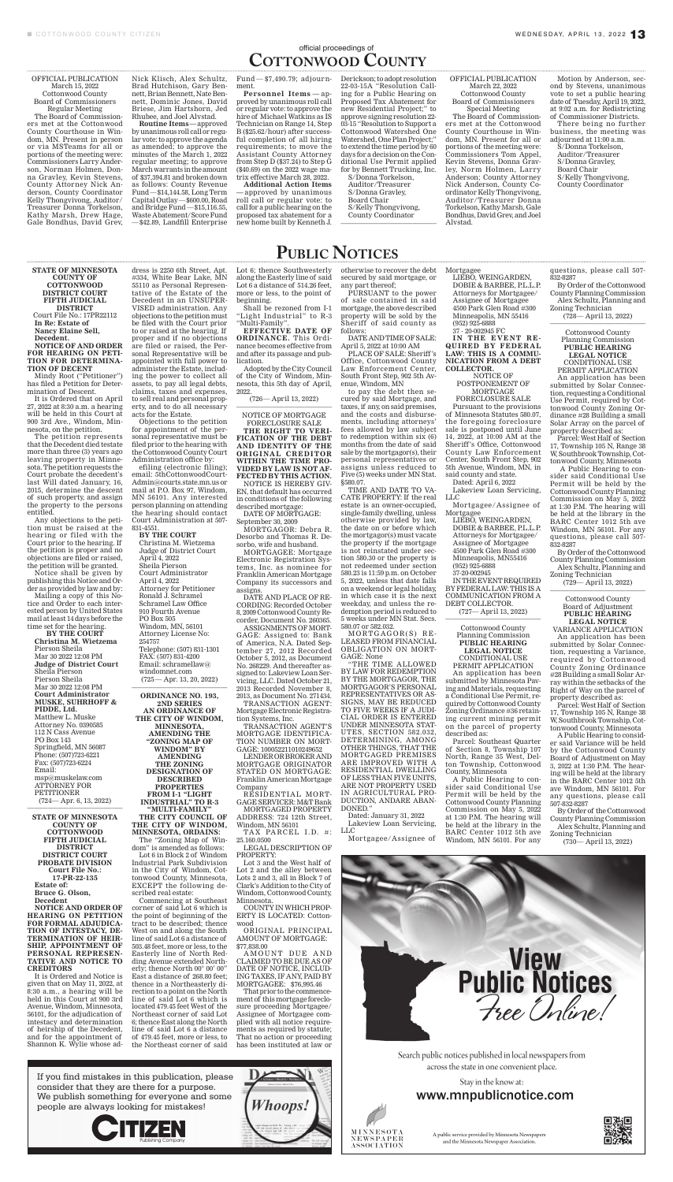# official proceedings of Cottonwood County

OFFICIAL PUBLICATION
March 15, 2022
Cottonwood County
Board of Commissioners
Regular Meeting

The Board of Commissioners met at the Cottonwood County Courthouse in Windom, MN. Present in person or via MSTeams for all or portions of the meeting were: Commissioners Larry Anderson, Norman Holmen, Donna Gravley, Kevin Stevens, County Attorney Nick Anderson, County Coordinator Kelly Thongvivong, Auditor/Treasurer Donna Torkelson, Kathy Marsh, Drew Hage, Gale Bondhus, David Grev, Nick Klisch, Alex Schultz, Brad Hutchison, Gary Bennett, Brian Bennett, Nate Bennett, Dominic Jones, David Briese, Jim Hartshorn, Jed Rhubee, and Joel Alvstad.

**Routine Items** — approved by unanimous roll call or regular vote: to approve the agenda as amended; to approve the minutes of the March 1, 2022 regular meeting; to approve March warrants in the amount of $37,394.81 and broken down as follows: County Revenue Fund — $14,144.58, Long Term Capital Outlay — $600.00, Road and Bridge Fund — $15,116.55, Waste Abatement/Score Fund — $42.89, Landfill Enterprise Fund — $7,490.79; adjournment.

**Personnel Items** — approved by unanimous roll call or regular vote: to approve the hire of Michael Watkins as IS Technician on Range 14, Step B ($25.62/hour) after successful completion of all hiring requirements; to move the Assistant County Attorney from Step D ($37.24) to Step G ($40.69) on the 2022 wage matrix effective March 28, 2022.

**Additional Action Items** — approved by unanimous roll call or regular vote: to call for a public hearing on the proposed tax abatement for a new home built by Kenneth J. Derickson; to adopt resolution 22-03-15A "Resolution Calling for a Public Hearing on Proposed Tax Abatement for new Residential Project;" to approve signing resolution 22-03-15 "Resolution to Support a Cottonwood Watershed One Watershed, One Plan Project;" to extend the time period by 60 days for a decision on the Conditional Use Permit applied for by Bennett Trucking, Inc.

S/Donna Torkelson,
Auditor/Treasurer
S/Donna Gravley,
Board Chair
S/Kelly Thongvivong,
County Coordinator

OFFICIAL PUBLICATION
March 22, 2022
Cottonwood County
Board of Commissioners
Special Meeting

The Board of Commissioners met at the Cottonwood County Courthouse in Windom, MN. Present for all or portions of the meeting were: Commissioners Tom Appel, Kevin Stevens, Donna Gravley, Norm Holmen, Larry Anderson; County Attorney Nick Anderson, County Coordinator Kelly Thongvivong, Auditor/Treasurer Donna Torkelson, Kathy Marsh, Gale Bondhus, David Grev, and Joel Alvstad.

Motion by Anderson, second by Stevens, unanimous vote to set a public hearing date of Tuesday, April 19, 2022, at 9:02 a.m. for Redistricting of Commissioner Districts.

There being no further business, the meeting was adjourned at 11:00 a.m.

S/Donna Torkelson,
Auditor/Treasurer
S/Donna Gravley,
Board Chair
S/Kelly Thongvivong,
County Coordinator

# Public Notices

**STATE OF MINNESOTA COUNTY OF COTTONWOOD DISTRICT COURT FIFTH JUDICIAL DISTRICT**
Court File No.: 17PR22112
**In Re: Estate of Nancy Elaine Sell, Decedent.**
**NOTICE OF AND ORDER FOR HEARING ON PETITION FOR DETERMINATION OF DECENT**

Mindy Root ("Petitioner") has filed a Petition for Determination of Descent.

It is Ordered that on April 27, 2022 at 8:30 a.m. a hearing will be held in this Court at 900 3rd Ave., Windom, Minnesota, on the petition.

The petition represents that the Decedent died testate more than three (3) years ago leaving property in Minnesota. The petition requests the Court probate the decedent's last Will dated January, 16, 2015, determine the descent of such property, and assign the property to the persons entitled.

Any objections to the petition must be raised at the hearing or filed with the Court prior to the hearing. If the petition is proper and no objections are filed or raised, the petition will be granted.

Notice shall be given by publishing this Notice and Order as provided by law and by: Mailing a copy of this Notice and Order to each interested person by United States mail at least 14 days before the time set for the hearing.

**BY THE COURT**
**Christina M. Wietzema**
Pierson Sheila
Mar 30 2022 12:08 PM
**Judge of District Court**
Sheila Pierson
Pierson Sheila
Mar 30 2022 12:08 PM
**Court Administrator**
**MUSKE, SUHRHOFF & PIDDE, Ltd.**
Matthew L. Muske
Attorney No. 0390585
112 N Cass Avenue
PO Box 143
Springfield, MN 56087
Phone: (507)723-6221
Fax: (507)723-6224
Email:
msp@muskelaw.com
ATTORNEY FOR PETITIONER
(724— Apr. 6, 13, 2022)

**STATE OF MINNESOTA COUNTY OF COTTONWOOD FIFTH JUDICIAL DISTRICT DISTRICT COURT PROBATE DIVISION**
**Court File No.: 17-PR-22-135**
**Estate of: Bruce G. Olson, Decedent**
**NOTICE AND ORDER OF HEARING ON PETITION FOR FORMAL ADJUDICATION OF INTESTACY, DETERMINATION OF HEIRSHIP, APPOINTMENT OF PERSONAL REPRESENTATIVE AND NOTICE TO CREDITORS**

It is Ordered and Notice is given that on May 11, 2022, at 8:30 a.m., a hearing will be held in this Court at 900 3rd Avenue, Windom, Minnesota, 56101, for the adjudication of intestacy and determination of heirship of the Decedent, and for the appointment of Shannon K. Wylie whose address is 2250 6th Street, Apt. #334, White Bear Lake, MN 55110 as Personal Representative of the Estate of the Decedent in an UNSUPERVISED administration. Any objections to the petition must be filed with the Court prior to or raised at the hearing. If proper and if no objections are filed or raised, the Personal Representative will be appointed with full power to administer the Estate, including the power to collect all assets, to pay all legal debts, claims, taxes and expenses, to sell real and personal property, and to do all necessary acts for the Estate.

Objections to the petition for appointment of the personal representative must be filed prior to the hearing with the Cottonwood County Court Administration office by:

efiling (electronic filing); email: 5thCottonwoodCourtAdmin@courts.state.mn.us or mail at P.O. Box 97, Windom, MN 56101. Any interested person planning on attending the hearing should contact Court Administration at 507-831-4551.

**BY THE COURT**
Christina M. Wietzema
Judge of District Court
April 4, 2022
Sheila Pierson
Court Administrator
April 4, 2022
Attorney for Petitioner
Ronald J. Schramel
Schramel Law Office
910 Fourth Avenue
PO Box 505
Windom, MN, 56101
Attorney License No: 254757
Telephone: (507) 831-1301
FAX: (507) 831-4200
Email: schramellaw@windomnet.com
(725— Apr. 13, 20, 2022)

**ORDINANCE NO. 193, 2ND SERIES AN ORDINANCE OF THE CITY OF WINDOM, MINNESOTA, AMENDING THE "ZONING MAP OF WINDOM" BY AMENDING THE ZONING DESIGNATION OF DESCRIBED PROPERTIES FROM I-1 "LIGHT INDUSTRIAL" TO R-3 "MULTI-FAMILY" THE CITY COUNCIL OF THE CITY OF WINDOM, MINNESOTA, ORDAINS:**

The "Zoning Map of Windom" is amended as follows:

Lot 6 in Block 2 of Windom Industrial Park Subdivision in the City of Windom, Cottonwood County, Minnesota, EXCEPT the following described real estate:

Commencing at Southeast corner of said Lot 6 which is the point of beginning of the tract to be described; thence West on and along the South line of said Lot 6 a distance of 503.48 feet, more or less, to the Easterly line of North Redding Avenue extended Northerly; thence North 00° 00' 00" East a distance of 268.80 feet; thence in a Northeasterly direction to a point on the North line of said Lot 6 which is located 479.45 feet West of the Northeast corner of said Lot 6; thence East along the North line of said Lot 6 a distance of 479.45 feet, more or less, to the Northeast corner of said Lot 6; thence Southwesterly along the Easterly line of said Lot 6 a distance of 514.26 feet, more or less, to the point of beginning.

Shall be rezoned from I-1 "Light Industrial" to R-3 "Multi-Family".

**EFFECTIVE DATE OF ORDINANCE.** This Ordinance becomes effective from and after its passage and publication.

Adopted by the City Council of the City of Windom, Minnesota, this 5th day of April, 2022.

(726— April 13, 2022)

NOTICE OF MORTGAGE FORECLOSURE SALE
**THE RIGHT TO VERIFICATION OF THE DEBT AND IDENTITY OF THE ORIGINAL CREDITOR WITHIN THE TIME PROVIDED BY LAW IS NOT AFFECTED BY THIS ACTION.**

NOTICE IS HEREBY GIVEN, that default has occurred in conditions of the following described mortgage:

DATE OF MORTGAGE: September 30, 2009

MORTGAGOR: Debra R. Desorbo and Thomas R. Desorbo, wife and husband.

MORTGAGEE: Mortgage Electronic Registration Systems, Inc. as nominee for Franklin American Mortgage Company its successors and assigns.

DATE AND PLACE OF RECORDING: Recorded October 8, 2009 Cottonwood County Recorder, Document No. 260365.

ASSIGNMENTS OF MORTGAGE: Assigned to: Bank of America, N.A. Dated September 27, 2012 Recorded October 5, 2012, as Document No. 268229. And thereafter assigned to: Lakeview Loan Servicing, LLC. Dated October 21, 2013 Recorded November 8, 2013, as Document No. 271434.

TRANSACTION AGENT: Mortgage Electronic Registration Systems, Inc.

TRANSACTION AGENT'S MORTGAGE IDENTIFICATION NUMBER ON MORTGAGE: 100052211016289632

LENDER OR BROKER AND MORTGAGE ORIGINATOR STATED ON MORTGAGE: Franklin American Mortgage Company

RESIDENTIAL MORTGAGE SERVICER: M&T Bank

MORTGAGED PROPERTY ADDRESS: 724 12th Street, Windom, MN 56101

TAX PARCEL I.D. #: 25.160.0500

LEGAL DESCRIPTION OF PROPERTY:

Lot 3 and the West half of Lot 2 and the alley between Lots 2 and 3, all in Block 7 of Clark's Addition to the City of Windom, Cottonwood County, Minnesota.

COUNTY IN WHICH PROPERTY IS LOCATED: Cottonwood

ORIGINAL PRINCIPAL AMOUNT OF MORTGAGE: $77,838.00

AMOUNT DUE AND CLAIMED TO BE DUE AS OF DATE OF NOTICE, INCLUDING TAXES, IF ANY, PAID BY MORTGAGEE: $76,995.46

That prior to the commencement of this mortgage foreclosure proceeding Mortgagee/Assignee of Mortgagee complied with all notice requirements as required by statute; That no action or proceeding has been instituted at law or otherwise to recover the debt secured by said mortgage, or any part thereof;

PURSUANT to the power of sale contained in said mortgage, the above described property will be sold by the Sheriff of said county as follows:

DATE AND TIME OF SALE: April 5, 2022 at 10:00 AM

PLACE OF SALE: Sheriff's Office, Cottonwood County Law Enforcement Center, South Front Step, 902 5th Avenue, Windom, MN

to pay the debt then secured by said Mortgage, and taxes, if any, on said premises, and the costs and disbursements, including attorneys' fees allowed by law subject to redemption within six (6) months from the date of said sale by the mortgagor(s), their personal representatives or assigns unless reduced to Five (5) weeks under MN Stat. §580.07.

TIME AND DATE TO VACATE PROPERTY: If the real estate is an owner-occupied, single-family dwelling, unless otherwise provided by law, the date on or before which the mortgagor(s) must vacate the property if the mortgage is not reinstated under section 580.30 or the property is not redeemed under section 580.23 is 11:59 p.m. on October 5, 2022, unless that date falls on a weekend or legal holiday, in which case it is the next weekday, and unless the redemption period is reduced to 5 weeks under MN Stat. Secs. 580.07 or 582.032.

MORTGAGOR(S) RELEASED FROM FINANCIAL OBLIGATION ON MORTGAGE: None

"THE TIME ALLOWED BY LAW FOR REDEMPTION BY THE MORTGAGOR, THE MORTGAGOR'S PERSONAL REPRESENTATIVES OR ASSIGNS, MAY BE REDUCED TO FIVE WEEKS IF A JUDICIAL ORDER IS ENTERED UNDER MINNESOTA STATUTES, SECTION 582.032, DETERMINING, AMONG OTHER THINGS, THAT THE MORTGAGED PREMISES ARE IMPROVED WITH A RESIDENTIAL DWELLING OF LESS THAN FIVE UNITS, ARE NOT PROPERTY USED IN AGRICULTURAL PRODUCTION, ANDARE ABANDONED."

Dated: January 31, 2022
Lakeview Loan Servicing, LLC
Mortgagee/Assignee of Mortgagee
LIEBO, WEINGARDEN, DOBIE & BARBEE, P.L.L.P.
Attorneys for Mortgagee/Assignee of Mortgagee
4500 Park Glen Road #300
Minneapolis, MN 55416
(952) 925-6888
37 - 20-002945 FC

**IN THE EVENT REQUIRED BY FEDERAL LAW: THIS IS A COMMUNICATION FROM A DEBT COLLECTOR.**

NOTICE OF POSTPONEMENT OF MORTGAGE FORECLOSURE SALE

Pursuant to the provisions of Minnesota Statutes 580.07, the foregoing foreclosure sale is postponed until June 14, 2022, at 10:00 AM at the Sheriff's Office, Cottonwood County Law Enforcement Center, South Front Step, 902 5th Avenue, Windom, MN, in said county and state.

Dated: April 6, 2022
Lakeview Loan Servicing, LLC
Mortgagee/Assignee of Mortgagee
LIEBO, WEINGARDEN, DOBIE & BARBEE, P.L.L.P.
Attorneys for Mortgagee/Assignee of Mortgagee
4500 Park Glen Road #300
Minneapolis, MN55416
(952) 925-6888
37-20-002945

IN THE EVENT REQUIRED BY FEDERAL LAW: THIS IS A COMMUNICATION FROM A DEBT COLLECTOR.

(727— April 13, 2022)

Cottonwood County Planning Commission
**PUBLIC HEARING LEGAL NOTICE**
CONDITIONAL USE PERMIT APPLICATION

An application has been submitted by Minnesota Paving and Materials, requesting a Conditional Use Permit, required by Cottonwood County Zoning Ordinance #36 retaining current mining permit on the parcel of property described as:

Parcel: Southeast Quarter of Section 8, Township 107 North, Range 35 West, Delton Township, Cottonwood County, Minnesota

A Public Hearing to consider said Conditional Use Permit will be held by the Cottonwood County Planning Commission on May 5, 2022 at 1:30 P.M. The hearing will be held at the library in the BARC Center 1012 5th ave Windom, MN 56101. For any questions, please call 507-832-8287

By Order of the Cottonwood County Planning Commission
Alex Schultz, Planning and Zoning Technician
(728— April 13, 2022)

Cottonwood County Planning Commission
**PUBLIC HEARING LEGAL NOTICE**
CONDITIONAL USE PERMIT APPLICATION

An application has been submitted by Solar Connection, requesting a Conditional Use Permit, required by Cottonwood County Zoning Ordinance #28 Building a small Solar Array on the parcel of property described as:

Parcel: West Half of Section 17, Township 105 N, Range 38 W, Southbrook Township, Cottonwood County, Minnesota

A Public Hearing to consider said Conditional Use Permit will be held by the Cottonwood County Planning Commission on May 5, 2022 at 1:30 P.M. The hearing will be held at the library in the BARC Center 1012 5th ave Windom, MN 56101. For any questions, please call 507-832-8287

By Order of the Cottonwood County Planning Commission
Alex Schultz, Planning and Zoning Technician
(729— April 13, 2022)

Cottonwood County Board of Adjustment
**PUBLIC HEARING LEGAL NOTICE**
VARIANCE APPLICATION

An application has been submitted by Solar Connection, requesting a Variance, required by Cottonwood County Zoning Ordinance #28 Building a small Solar Array within the setbacks of the Right of Way on the parcel of property described as:

Parcel: West Half of Section 17, Township 105 N, Range 38 W, Southbrook Township, Cottonwood County, Minnesota

A Public Hearing to consider said Variance will be held by the Cottonwood County Board of Adjustment on May 3, 2022 at 1:30 P.M. The hearing will be held at the library in the BARC Center 1012 5th ave Windom, MN 56101. For any questions, please call 507-832-8287

By Order of the Cottonwood County Planning Commission
Alex Schultz, Planning and Zoning Technician
(730— April 13, 2022)

View Public Notices Free Online!

Search public notices published in local newspapers from across the state in one convenient place.

Stay in the know at:
**www.mnpublicnotice.com**

MINNESOTA NEWSPAPER ASSOCIATION

A public service provided by Minnesota Newspapers and the Minnesota Newspaper Association.

If you find mistakes in this publication, please consider that they are there for a purpose. We publish something for everyone and some people are always looking for mistakes!

CITIZEN Publishing Company

Whoops!